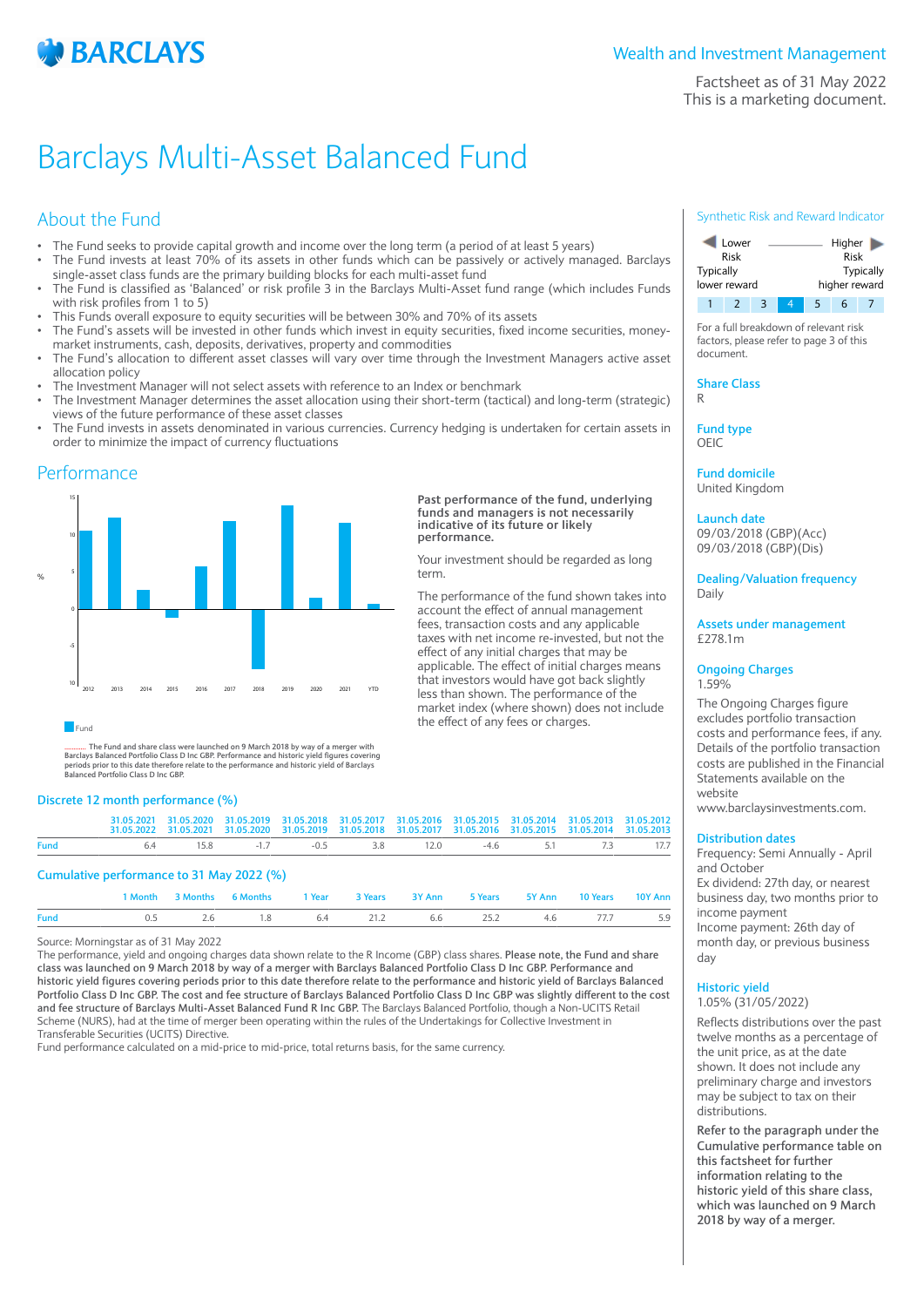# Barclays Multi-Asset Balanced Fund

Wealth and Investment Management

Factsheet as of 31 May 2022
This is a marketing document.

## About the Fund

- The Fund seeks to provide capital growth and income over the long term (a period of at least 5 years)
- The Fund invests at least 70% of its assets in other funds which can be passively or actively managed. Barclays single-asset class funds are the primary building blocks for each multi-asset fund
- The Fund is classified as 'Balanced' or risk profile 3 in the Barclays Multi-Asset fund range (which includes Funds with risk profiles from 1 to 5)
- This Funds overall exposure to equity securities will be between 30% and 70% of its assets
- The Fund's assets will be invested in other funds which invest in equity securities, fixed income securities, money-market instruments, cash, deposits, derivatives, property and commodities
- The Fund's allocation to different asset classes will vary over time through the Investment Managers active asset allocation policy
- The Investment Manager will not select assets with reference to an Index or benchmark
- The Investment Manager determines the asset allocation using their short-term (tactical) and long-term (strategic) views of the future performance of these asset classes
- The Fund invests in assets denominated in various currencies. Currency hedging is undertaken for certain assets in order to minimize the impact of currency fluctuations

## Performance

Fund

........... The Fund and share class were launched on 9 March 2018 by way of a merger with Barclays Balanced Portfolio Class D Inc GBP. Performance and historic yield figures covering periods prior to this date therefore relate to the performance and historic yield of Barclays Balanced Portfolio Class D Inc GBP.

**Past performance of the fund, underlying funds and managers is not necessarily indicative of its future or likely performance.**

Your investment should be regarded as long term.

The performance of the fund shown takes into account the effect of annual management fees, transaction costs and any applicable taxes with net income re-invested, but not the effect of any initial charges that may be applicable. The effect of initial charges means that investors would have got back slightly less than shown. The performance of the market index (where shown) does not include the effect of any fees or charges.

### Discrete 12 month performance (%)

| | 31.05.2021 31.05.2022 | 31.05.2020 31.05.2021 | 31.05.2019 31.05.2020 | 31.05.2018 31.05.2019 | 31.05.2017 31.05.2018 | 31.05.2016 31.05.2017 | 31.05.2015 31.05.2016 | 31.05.2014 31.05.2015 | 31.05.2013 31.05.2014 | 31.05.2012 31.05.2013 |
|---|---|---|---|---|---|---|---|---|---|---|
| Fund | 6.4 | 15.8 | -1.7 | -0.5 | 3.8 | 12.0 | -4.6 | 5.1 | 7.3 | 17.7 |

### Cumulative performance to 31 May 2022 (%)

| | 1 Month | 3 Months | 6 Months | 1 Year | 3 Years | 3Y Ann | 5 Years | 5Y Ann | 10 Years | 10Y Ann |
|---|---|---|---|---|---|---|---|---|---|---|
| Fund | 0.5 | 2.6 | 1.8 | 6.4 | 21.2 | 6.6 | 25.2 | 4.6 | 77.7 | 5.9 |

Source: Morningstar as of 31 May 2022

The performance, yield and ongoing charges data shown relate to the R Income (GBP) class shares. **Please note, the Fund and share class was launched on 9 March 2018 by way of a merger with Barclays Balanced Portfolio Class D Inc GBP. Performance and historic yield figures covering periods prior to this date therefore relate to the performance and historic yield of Barclays Balanced Portfolio Class D Inc GBP. The cost and fee structure of Barclays Balanced Portfolio Class D Inc GBP was slightly different to the cost and fee structure of Barclays Multi-Asset Balanced Fund R Inc GBP.** The Barclays Balanced Portfolio, though a Non-UCITS Retail Scheme (NURS), had at the time of merger been operating within the rules of the Undertakings for Collective Investment in Transferable Securities (UCITS) Directive.

Fund performance calculated on a mid-price to mid-price, total returns basis, for the same currency.

### Synthetic Risk and Reward Indicator

Lower Risk — Higher Risk
Typically lower reward — Typically higher reward

1 | 2 | 3 | **4** | 5 | 6 | 7

For a full breakdown of relevant risk factors, please refer to page 3 of this document.

### Share Class
R

### Fund type
OEIC

### Fund domicile
United Kingdom

### Launch date
09/03/2018 (GBP)(Acc)
09/03/2018 (GBP)(Dis)

### Dealing/Valuation frequency
Daily

### Assets under management
£278.1m

### Ongoing Charges
1.59%

The Ongoing Charges figure excludes portfolio transaction costs and performance fees, if any. Details of the portfolio transaction costs are published in the Financial Statements available on the website www.barclaysinvestments.com.

### Distribution dates
Frequency: Semi Annually - April and October
Ex dividend: 27th day, or nearest business day, two months prior to income payment
Income payment: 26th day of month day, or previous business day

### Historic yield
1.05% (31/05/2022)

Reflects distributions over the past twelve months as a percentage of the unit price, as at the date shown. It does not include any preliminary charge and investors may be subject to tax on their distributions.

**Refer to the paragraph under the Cumulative performance table on this factsheet for further information relating to the historic yield of this share class, which was launched on 9 March 2018 by way of a merger.**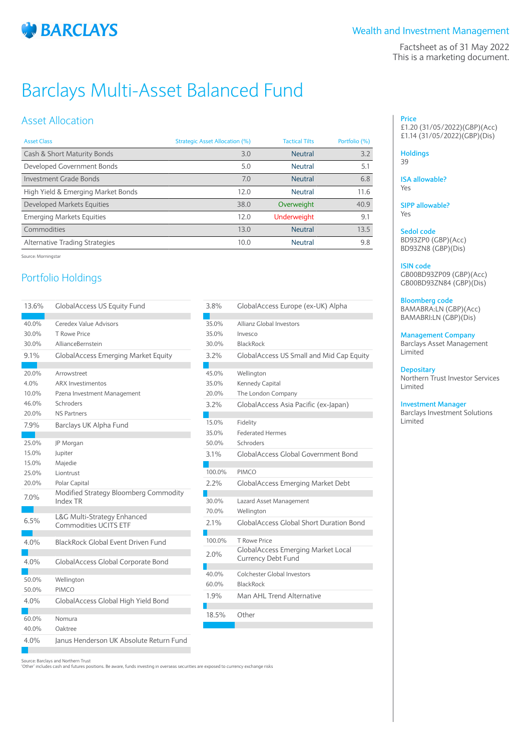# Barclays Multi-Asset Balanced Fund

Wealth and Investment Management

Factsheet as of 31 May 2022
This is a marketing document.

## Asset Allocation

| Asset Class | Strategic Asset Allocation (%) | Tactical Tilts | Portfolio (%) |
|---|---|---|---|
| Cash & Short Maturity Bonds | 3.0 | Neutral | 3.2 |
| Developed Government Bonds | 5.0 | Neutral | 5.1 |
| Investment Grade Bonds | 7.0 | Neutral | 6.8 |
| High Yield & Emerging Market Bonds | 12.0 | Neutral | 11.6 |
| Developed Markets Equities | 38.0 | Overweight | 40.9 |
| Emerging Markets Equities | 12.0 | Underweight | 9.1 |
| Commodities | 13.0 | Neutral | 13.5 |
| Alternative Trading Strategies | 10.0 | Neutral | 9.8 |

Source: Morningstar

## Portfolio Holdings

| % | Holding |
|---|---|
| 13.6% | GlobalAccess US Equity Fund |
| 40.0% | Ceredex Value Advisors |
| 30.0% | T Rowe Price |
| 30.0% | AllianceBernstein |
| 9.1% | GlobalAccess Emerging Market Equity |
| 20.0% | Arrowstreet |
| 4.0% | ARX Investimentos |
| 10.0% | Pzena Investment Management |
| 46.0% | Schroders |
| 20.0% | NS Partners |
| 7.9% | Barclays UK Alpha Fund |
| 25.0% | JP Morgan |
| 15.0% | Jupiter |
| 15.0% | Majedie |
| 25.0% | Liontrust |
| 20.0% | Polar Capital |
| 7.0% | Modified Strategy Bloomberg Commodity Index TR |
| 6.5% | L&G Multi-Strategy Enhanced Commodities UCITS ETF |
| 4.0% | BlackRock Global Event Driven Fund |
| 4.0% | GlobalAccess Global Corporate Bond |
| 50.0% | Wellington |
| 50.0% | PIMCO |
| 4.0% | GlobalAccess Global High Yield Bond |
| 60.0% | Nomura |
| 40.0% | Oaktree |
| 4.0% | Janus Henderson UK Absolute Return Fund |
| 3.8% | GlobalAccess Europe (ex-UK) Alpha |
| 35.0% | Allianz Global Investors |
| 35.0% | Invesco |
| 30.0% | BlackRock |
| 3.2% | GlobalAccess US Small and Mid Cap Equity |
| 45.0% | Wellington |
| 35.0% | Kennedy Capital |
| 20.0% | The London Company |
| 3.2% | GlobalAccess Asia Pacific (ex-Japan) |
| 15.0% | Fidelity |
| 35.0% | Federated Hermes |
| 50.0% | Schroders |
| 3.1% | GlobalAccess Global Government Bond |
| 100.0% | PIMCO |
| 2.2% | GlobalAccess Emerging Market Debt |
| 30.0% | Lazard Asset Management |
| 70.0% | Wellington |
| 2.1% | GlobalAccess Global Short Duration Bond |
| 100.0% | T Rowe Price |
| 2.0% | GlobalAccess Emerging Market Local Currency Debt Fund |
| 40.0% | Colchester Global Investors |
| 60.0% | BlackRock |
| 1.9% | Man AHL Trend Alternative |
| 18.5% | Other |

Source: Barclays and Northern Trust
'Other' includes cash and futures positions. Be aware, funds investing in overseas securities are exposed to currency exchange risks

**Price**
£1.20 (31/05/2022)(GBP)(Acc)
£1.14 (31/05/2022)(GBP)(Dis)

**Holdings**
39

**ISA allowable?**
Yes

**SIPP allowable?**
Yes

**Sedol code**
BD93ZP0 (GBP)(Acc)
BD93ZN8 (GBP)(Dis)

**ISIN code**
GB00BD93ZP09 (GBP)(Acc)
GB00BD93ZN84 (GBP)(Dis)

**Bloomberg code**
BAMABRA:LN (GBP)(Acc)
BAMABRI:LN (GBP)(Dis)

**Management Company**
Barclays Asset Management Limited

**Depositary**
Northern Trust Investor Services Limited

**Investment Manager**
Barclays Investment Solutions Limited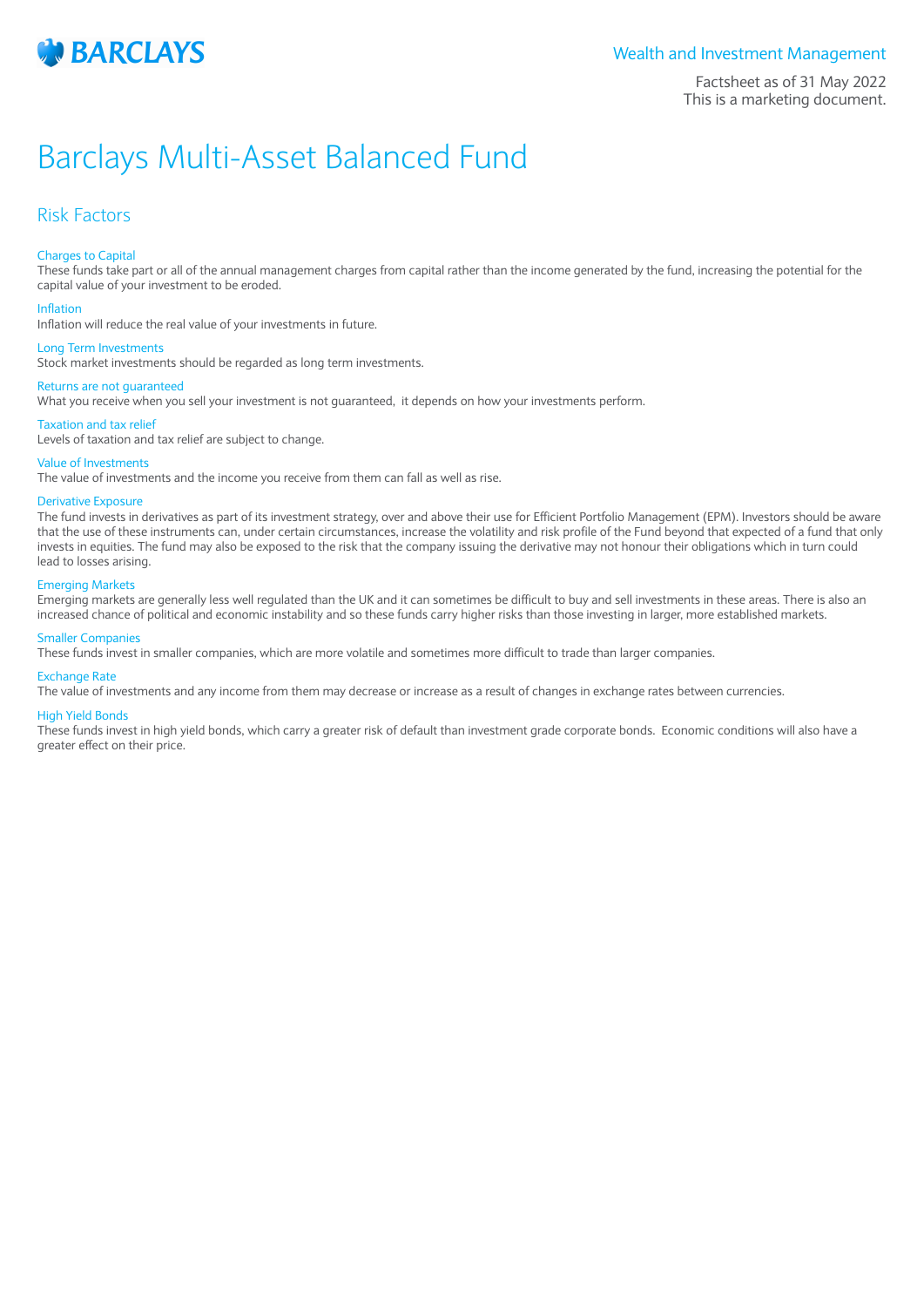# Barclays Multi-Asset Balanced Fund

## Risk Factors

### Charges to Capital

These funds take part or all of the annual management charges from capital rather than the income generated by the fund, increasing the potential for the capital value of your investment to be eroded.

### Inflation

Inflation will reduce the real value of your investments in future.

### Long Term Investments

Stock market investments should be regarded as long term investments.

### Returns are not guaranteed

What you receive when you sell your investment is not guaranteed, it depends on how your investments perform.

### Taxation and tax relief

Levels of taxation and tax relief are subject to change.

### Value of Investments

The value of investments and the income you receive from them can fall as well as rise.

### Derivative Exposure

The fund invests in derivatives as part of its investment strategy, over and above their use for Efficient Portfolio Management (EPM). Investors should be aware that the use of these instruments can, under certain circumstances, increase the volatility and risk profile of the Fund beyond that expected of a fund that only invests in equities. The fund may also be exposed to the risk that the company issuing the derivative may not honour their obligations which in turn could lead to losses arising.

### Emerging Markets

Emerging markets are generally less well regulated than the UK and it can sometimes be difficult to buy and sell investments in these areas. There is also an increased chance of political and economic instability and so these funds carry higher risks than those investing in larger, more established markets.

### Smaller Companies

These funds invest in smaller companies, which are more volatile and sometimes more difficult to trade than larger companies.

### Exchange Rate

The value of investments and any income from them may decrease or increase as a result of changes in exchange rates between currencies.

### High Yield Bonds

These funds invest in high yield bonds, which carry a greater risk of default than investment grade corporate bonds. Economic conditions will also have a greater effect on their price.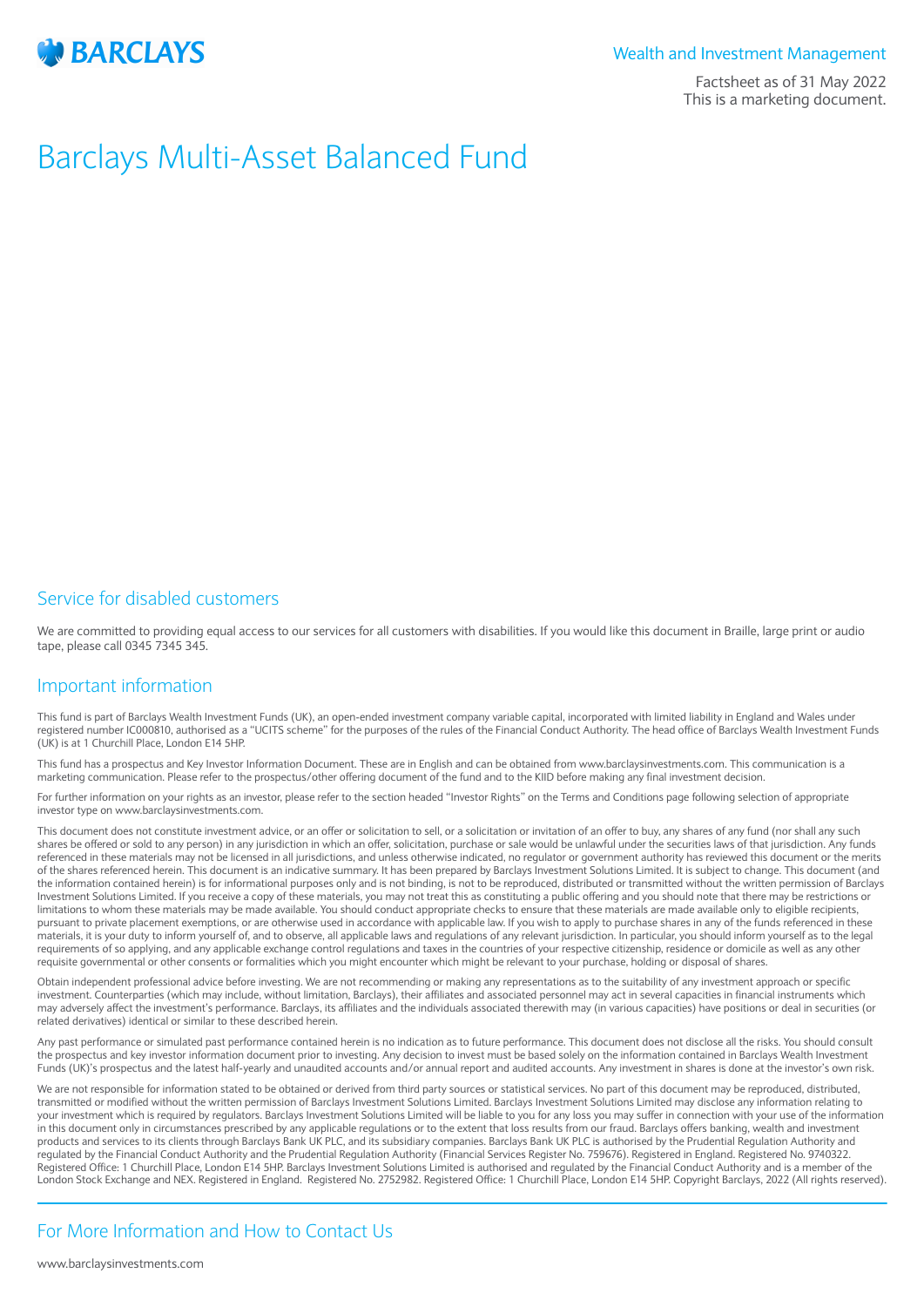Wealth and Investment Management

Factsheet as of 31 May 2022
This is a marketing document.

# Barclays Multi-Asset Balanced Fund

## Service for disabled customers

We are committed to providing equal access to our services for all customers with disabilities. If you would like this document in Braille, large print or audio tape, please call 0345 7345 345.

## Important information

This fund is part of Barclays Wealth Investment Funds (UK), an open-ended investment company variable capital, incorporated with limited liability in England and Wales under registered number IC000810, authorised as a "UCITS scheme" for the purposes of the rules of the Financial Conduct Authority. The head office of Barclays Wealth Investment Funds (UK) is at 1 Churchill Place, London E14 5HP.

This fund has a prospectus and Key Investor Information Document. These are in English and can be obtained from www.barclaysinvestments.com. This communication is a marketing communication. Please refer to the prospectus/other offering document of the fund and to the KIID before making any final investment decision.

For further information on your rights as an investor, please refer to the section headed "Investor Rights" on the Terms and Conditions page following selection of appropriate investor type on www.barclaysinvestments.com.

This document does not constitute investment advice, or an offer or solicitation to sell, or a solicitation or invitation of an offer to buy, any shares of any fund (nor shall any such shares be offered or sold to any person) in any jurisdiction in which an offer, solicitation, purchase or sale would be unlawful under the securities laws of that jurisdiction. Any funds referenced in these materials may not be licensed in all jurisdictions, and unless otherwise indicated, no regulator or government authority has reviewed this document or the merits of the shares referenced herein. This document is an indicative summary. It has been prepared by Barclays Investment Solutions Limited. It is subject to change. This document (and the information contained herein) is for informational purposes only and is not binding, is not to be reproduced, distributed or transmitted without the written permission of Barclays Investment Solutions Limited. If you receive a copy of these materials, you may not treat this as constituting a public offering and you should note that there may be restrictions or limitations to whom these materials may be made available. You should conduct appropriate checks to ensure that these materials are made available only to eligible recipients, pursuant to private placement exemptions, or are otherwise used in accordance with applicable law. If you wish to apply to purchase shares in any of the funds referenced in these materials, it is your duty to inform yourself of, and to observe, all applicable laws and regulations of any relevant jurisdiction. In particular, you should inform yourself as to the legal requirements of so applying, and any applicable exchange control regulations and taxes in the countries of your respective citizenship, residence or domicile as well as any other requisite governmental or other consents or formalities which you might encounter which might be relevant to your purchase, holding or disposal of shares.

Obtain independent professional advice before investing. We are not recommending or making any representations as to the suitability of any investment approach or specific investment. Counterparties (which may include, without limitation, Barclays), their affiliates and associated personnel may act in several capacities in financial instruments which may adversely affect the investment's performance. Barclays, its affiliates and the individuals associated therewith may (in various capacities) have positions or deal in securities (or related derivatives) identical or similar to these described herein.

Any past performance or simulated past performance contained herein is no indication as to future performance. This document does not disclose all the risks. You should consult the prospectus and key investor information document prior to investing. Any decision to invest must be based solely on the information contained in Barclays Wealth Investment Funds (UK)'s prospectus and the latest half-yearly and unaudited accounts and/or annual report and audited accounts. Any investment in shares is done at the investor's own risk.

We are not responsible for information stated to be obtained or derived from third party sources or statistical services. No part of this document may be reproduced, distributed, transmitted or modified without the written permission of Barclays Investment Solutions Limited. Barclays Investment Solutions Limited may disclose any information relating to your investment which is required by regulators. Barclays Investment Solutions Limited will be liable to you for any loss you may suffer in connection with your use of the information in this document only in circumstances prescribed by any applicable regulations or to the extent that loss results from our fraud. Barclays offers banking, wealth and investment products and services to its clients through Barclays Bank UK PLC, and its subsidiary companies. Barclays Bank UK PLC is authorised by the Prudential Regulation Authority and regulated by the Financial Conduct Authority and the Prudential Regulation Authority (Financial Services Register No. 759676). Registered in England. Registered No. 9740322. Registered Office: 1 Churchill Place, London E14 5HP. Barclays Investment Solutions Limited is authorised and regulated by the Financial Conduct Authority and is a member of the London Stock Exchange and NEX. Registered in England. Registered No. 2752982. Registered Office: 1 Churchill Place, London E14 5HP. Copyright Barclays, 2022 (All rights reserved).

## For More Information and How to Contact Us

www.barclaysinvestments.com